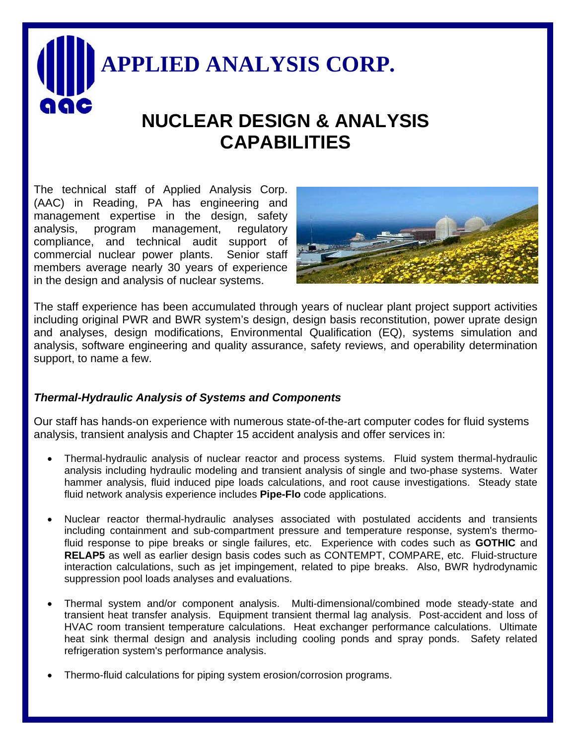# APPLIED ANALYSIS CORP.

## NUCLEAR DESIGN & ANALYSIS CAPABILITIES

The technical staff of Applied Analysis Corp. (AAC) in Reading, PA has engineering and management expertise in the design, safety analysis, program management, regulatory compliance, and technical audit support of commercial nuclear power plants. Senior staff members average nearly 30 years of experience in the design and analysis of nuclear systems.

The staff experience has been accumulated through years of nuclear plant project support activities including original PWR and BWR system's design, design basis reconstitution, power uprate design and analyses, design modifications, Environmental Qualification (EQ), systems simulation and analysis, software engineering and quality assurance, safety reviews, and operability determination support, to name a few.

### *Thermal-Hydraulic Analysis of Systems and Components*

Our staff has hands-on experience with numerous state-of-the-art computer codes for fluid systems analysis, transient analysis and Chapter 15 accident analysis and offer services in:

- Thermal-hydraulic analysis of nuclear reactor and process systems. Fluid system thermal-hydraulic analysis including hydraulic modeling and transient analysis of single and two-phase systems. Water hammer analysis, fluid induced pipe loads calculations, and root cause investigations. Steady state fluid network analysis experience includes **Pipe-Flo** code applications.

- Nuclear reactor thermal-hydraulic analyses associated with postulated accidents and transients including containment and sub-compartment pressure and temperature response, system's thermo-fluid response to pipe breaks or single failures, etc. Experience with codes such as **GOTHIC** and **RELAP5** as well as earlier design basis codes such as CONTEMPT, COMPARE, etc. Fluid-structure interaction calculations, such as jet impingement, related to pipe breaks. Also, BWR hydrodynamic suppression pool loads analyses and evaluations.

- Thermal system and/or component analysis. Multi-dimensional/combined mode steady-state and transient heat transfer analysis. Equipment transient thermal lag analysis. Post-accident and loss of HVAC room transient temperature calculations. Heat exchanger performance calculations. Ultimate heat sink thermal design and analysis including cooling ponds and spray ponds. Safety related refrigeration system's performance analysis.

- Thermo-fluid calculations for piping system erosion/corrosion programs.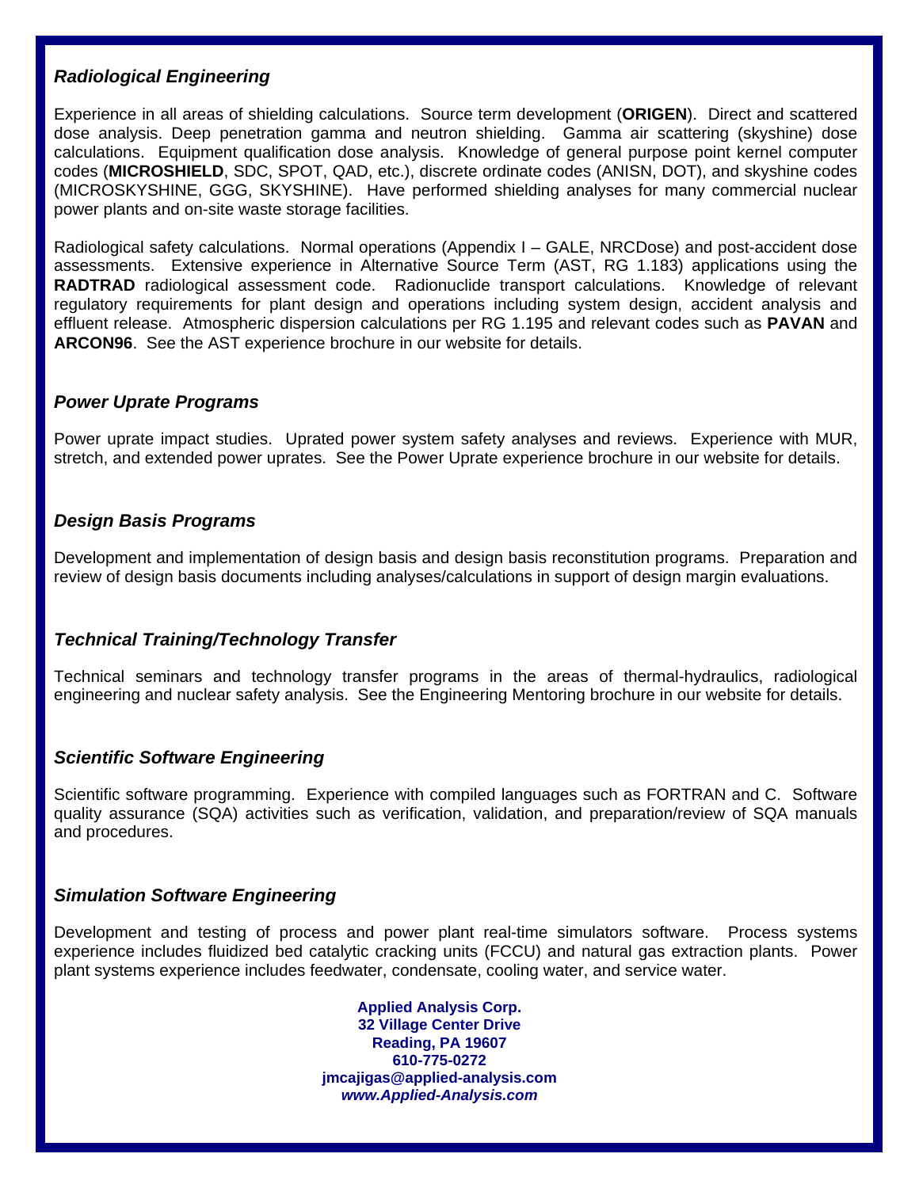### *Radiological Engineering*

Experience in all areas of shielding calculations. Source term development (**ORIGEN**). Direct and scattered dose analysis. Deep penetration gamma and neutron shielding. Gamma air scattering (skyshine) dose calculations. Equipment qualification dose analysis. Knowledge of general purpose point kernel computer codes (**MICROSHIELD**, SDC, SPOT, QAD, etc.), discrete ordinate codes (ANISN, DOT), and skyshine codes (MICROSKYSHINE, GGG, SKYSHINE). Have performed shielding analyses for many commercial nuclear power plants and on-site waste storage facilities.

Radiological safety calculations. Normal operations (Appendix I – GALE, NRCDose) and post-accident dose assessments. Extensive experience in Alternative Source Term (AST, RG 1.183) applications using the **RADTRAD** radiological assessment code. Radionuclide transport calculations. Knowledge of relevant regulatory requirements for plant design and operations including system design, accident analysis and effluent release. Atmospheric dispersion calculations per RG 1.195 and relevant codes such as **PAVAN** and **ARCON96**. See the AST experience brochure in our website for details.

### *Power Uprate Programs*

Power uprate impact studies. Uprated power system safety analyses and reviews. Experience with MUR, stretch, and extended power uprates. See the Power Uprate experience brochure in our website for details.

### *Design Basis Programs*

Development and implementation of design basis and design basis reconstitution programs. Preparation and review of design basis documents including analyses/calculations in support of design margin evaluations.

### *Technical Training/Technology Transfer*

Technical seminars and technology transfer programs in the areas of thermal-hydraulics, radiological engineering and nuclear safety analysis. See the Engineering Mentoring brochure in our website for details.

### *Scientific Software Engineering*

Scientific software programming. Experience with compiled languages such as FORTRAN and C. Software quality assurance (SQA) activities such as verification, validation, and preparation/review of SQA manuals and procedures.

### *Simulation Software Engineering*

Development and testing of process and power plant real-time simulators software. Process systems experience includes fluidized bed catalytic cracking units (FCCU) and natural gas extraction plants. Power plant systems experience includes feedwater, condensate, cooling water, and service water.

**Applied Analysis Corp.**
**32 Village Center Drive**
**Reading, PA 19607**
**610-775-0272**
**jmcajigas@applied-analysis.com**
***www.Applied-Analysis.com***